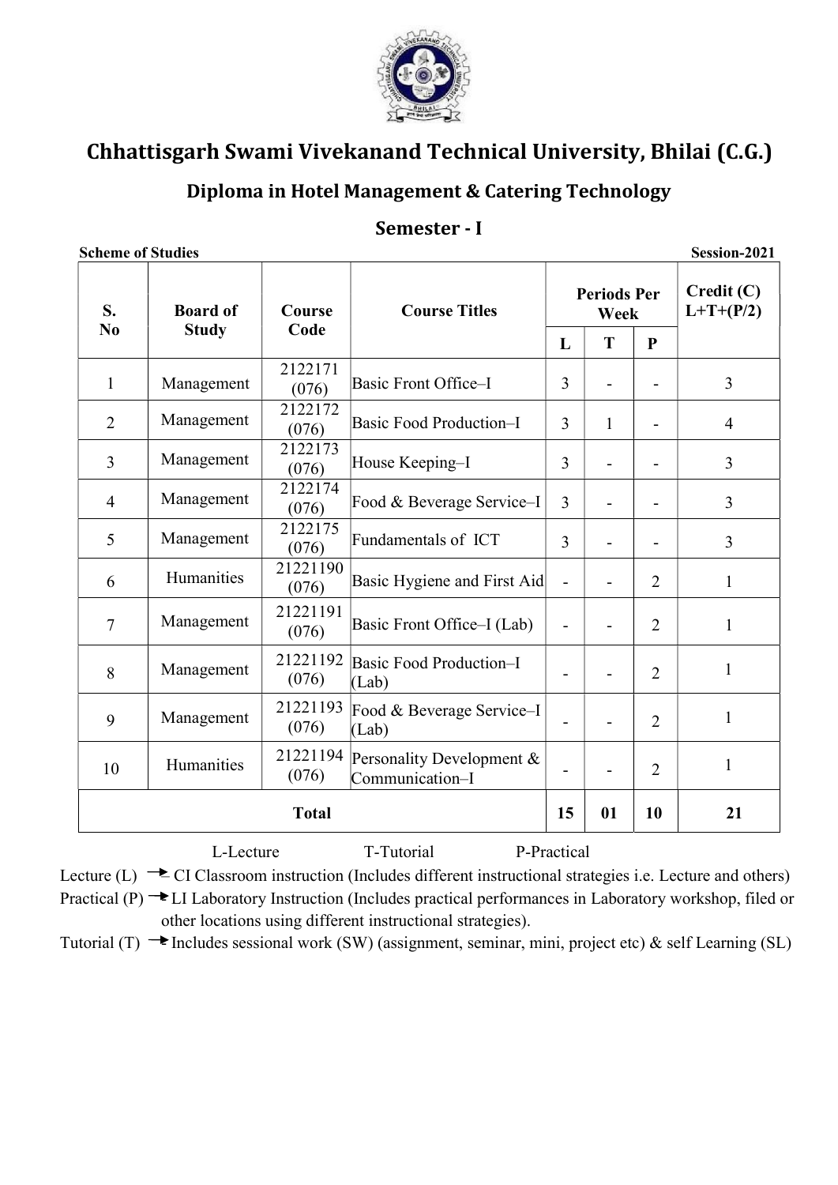# Chhattisgarh Swami Vivekanand Technical University, Bhilai (C.G.)

## Diploma in Hotel Management & Catering Technology

## Semester - I

**Scheme of Studies** **Session-2021**

| S. No | Board of Study | Course Code | Course Titles | Periods Per Week | | | Credit (C) L+T+(P/2) |
|---|---|---|---|---|---|---|---|
| | | | | L | T | P | |
| 1 | Management | 2122171 (076) | Basic Front Office–I | 3 | - | - | 3 |
| 2 | Management | 2122172 (076) | Basic Food Production–I | 3 | 1 | - | 4 |
| 3 | Management | 2122173 (076) | House Keeping–I | 3 | - | - | 3 |
| 4 | Management | 2122174 (076) | Food & Beverage Service–I | 3 | - | - | 3 |
| 5 | Management | 2122175 (076) | Fundamentals of ICT | 3 | - | - | 3 |
| 6 | Humanities | 21221190 (076) | Basic Hygiene and First Aid | - | - | 2 | 1 |
| 7 | Management | 21221191 (076) | Basic Front Office–I (Lab) | - | - | 2 | 1 |
| 8 | Management | 21221192 (076) | Basic Food Production–I (Lab) | - | - | 2 | 1 |
| 9 | Management | 21221193 (076) | Food & Beverage Service–I (Lab) | - | - | 2 | 1 |
| 10 | Humanities | 21221194 (076) | Personality Development & Communication–I | - | - | 2 | 1 |
| **Total** | | | | **15** | **01** | **10** | **21** |

L-Lecture T-Tutorial P-Practical

Lecture (L) → CI Classroom instruction (Includes different instructional strategies i.e. Lecture and others)

Practical (P) → LI Laboratory Instruction (Includes practical performances in Laboratory workshop, filed or other locations using different instructional strategies).

Tutorial (T) → Includes sessional work (SW) (assignment, seminar, mini, project etc) & self Learning (SL)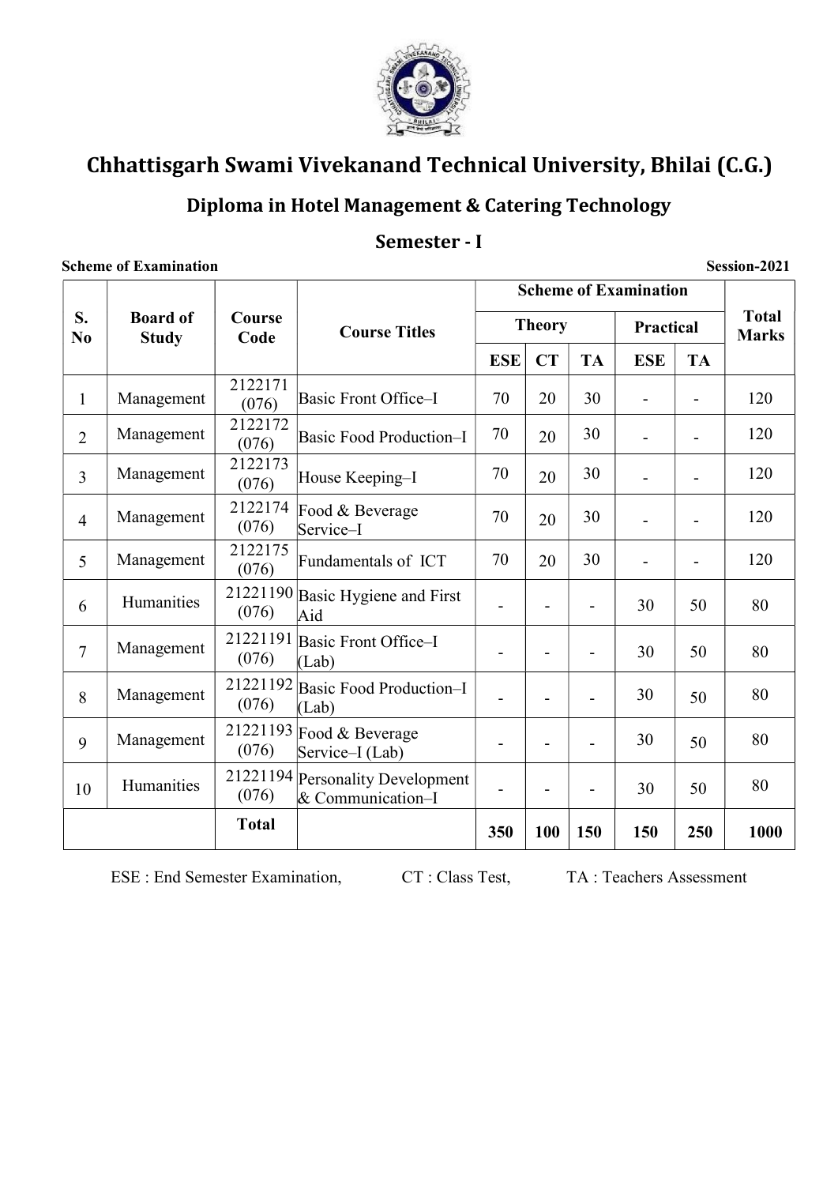# Chhattisgarh Swami Vivekanand Technical University, Bhilai (C.G.)

## Diploma in Hotel Management & Catering Technology

## Semester - I

**Scheme of Examination** **Session-2021**

| S. No | Board of Study | Course Code | Course Titles | Scheme of Examination | | | | | Total Marks |
|---|---|---|---|---|---|---|---|---|---|
| | | | | Theory | | | Practical | | |
| | | | | ESE | CT | TA | ESE | TA | |
| 1 | Management | 2122171 (076) | Basic Front Office–I | 70 | 20 | 30 | - | - | 120 |
| 2 | Management | 2122172 (076) | Basic Food Production–I | 70 | 20 | 30 | - | - | 120 |
| 3 | Management | 2122173 (076) | House Keeping–I | 70 | 20 | 30 | - | - | 120 |
| 4 | Management | 2122174 (076) | Food & Beverage Service–I | 70 | 20 | 30 | - | - | 120 |
| 5 | Management | 2122175 (076) | Fundamentals of ICT | 70 | 20 | 30 | - | - | 120 |
| 6 | Humanities | 21221190 (076) | Basic Hygiene and First Aid | - | - | - | 30 | 50 | 80 |
| 7 | Management | 21221191 (076) | Basic Front Office–I (Lab) | - | - | - | 30 | 50 | 80 |
| 8 | Management | 21221192 (076) | Basic Food Production–I (Lab) | - | - | - | 30 | 50 | 80 |
| 9 | Management | 21221193 (076) | Food & Beverage Service–I (Lab) | - | - | - | 30 | 50 | 80 |
| 10 | Humanities | 21221194 (076) | Personality Development & Communication–I | - | - | - | 30 | 50 | 80 |
| | | **Total** | | **350** | **100** | **150** | **150** | **250** | **1000** |

ESE : End Semester Examination, CT : Class Test, TA : Teachers Assessment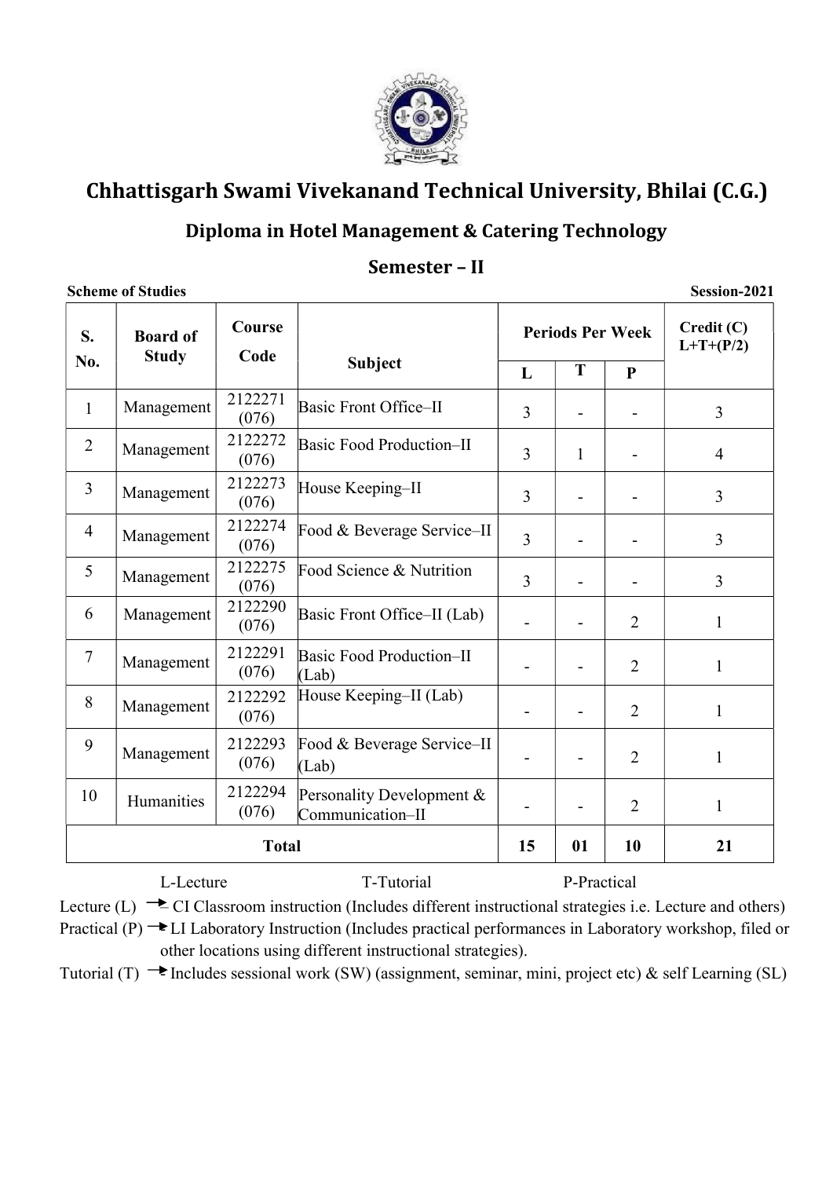# Chhattisgarh Swami Vivekanand Technical University, Bhilai (C.G.)

## Diploma in Hotel Management & Catering Technology

## Semester – II

**Scheme of Studies** **Session-2021**

| S. No. | Board of Study | Course Code | Subject | Periods Per Week | | | Credit (C) L+T+(P/2) |
|---|---|---|---|---|---|---|---|
| | | | | L | T | P | |
| 1 | Management | 2122271 (076) | Basic Front Office–II | 3 | - | - | 3 |
| 2 | Management | 2122272 (076) | Basic Food Production–II | 3 | 1 | - | 4 |
| 3 | Management | 2122273 (076) | House Keeping–II | 3 | - | - | 3 |
| 4 | Management | 2122274 (076) | Food & Beverage Service–II | 3 | - | - | 3 |
| 5 | Management | 2122275 (076) | Food Science & Nutrition | 3 | - | - | 3 |
| 6 | Management | 2122290 (076) | Basic Front Office–II (Lab) | - | - | 2 | 1 |
| 7 | Management | 2122291 (076) | Basic Food Production–II (Lab) | - | - | 2 | 1 |
| 8 | Management | 2122292 (076) | House Keeping–II (Lab) | - | - | 2 | 1 |
| 9 | Management | 2122293 (076) | Food & Beverage Service–II (Lab) | - | - | 2 | 1 |
| 10 | Humanities | 2122294 (076) | Personality Development & Communication–II | - | - | 2 | 1 |
| **Total** | | | | **15** | **01** | **10** | **21** |

L-Lecture T-Tutorial P-Practical

Lecture (L) → CI Classroom instruction (Includes different instructional strategies i.e. Lecture and others)

Practical (P) → LI Laboratory Instruction (Includes practical performances in Laboratory workshop, filed or other locations using different instructional strategies).

Tutorial (T) → Includes sessional work (SW) (assignment, seminar, mini, project etc) & self Learning (SL)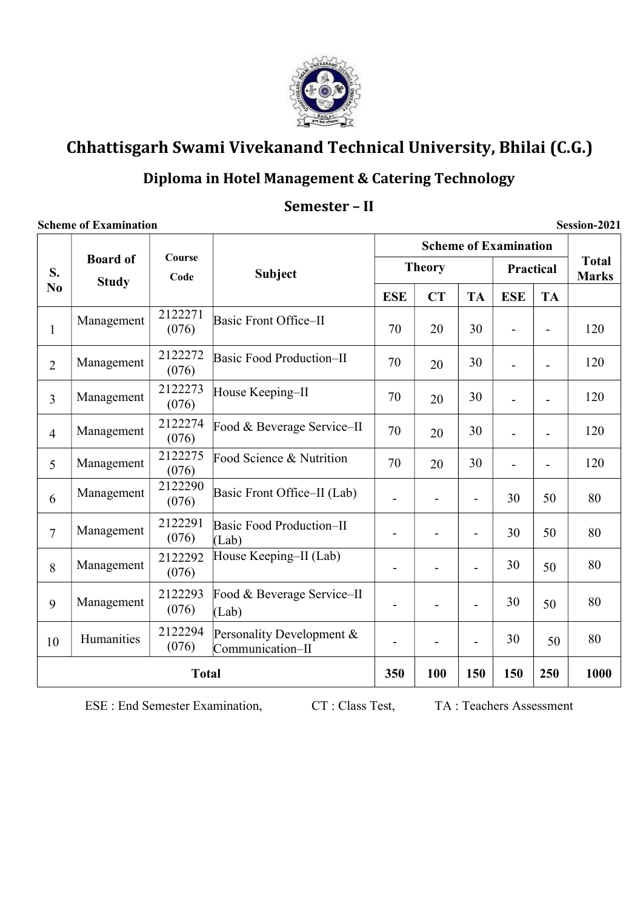# Chhattisgarh Swami Vivekanand Technical University, Bhilai (C.G.)

## Diploma in Hotel Management & Catering Technology

## Semester – II

**Scheme of Examination** **Session-2021**

| S. No | Board of Study | Course Code | Subject | Scheme of Examination | | | | | Total Marks |
|---|---|---|---|---|---|---|---|---|---|
| | | | | Theory | | | Practical | | |
| | | | | ESE | CT | TA | ESE | TA | |
| 1 | Management | 2122271 (076) | Basic Front Office–II | 70 | 20 | 30 | - | - | 120 |
| 2 | Management | 2122272 (076) | Basic Food Production–II | 70 | 20 | 30 | - | - | 120 |
| 3 | Management | 2122273 (076) | House Keeping–II | 70 | 20 | 30 | - | - | 120 |
| 4 | Management | 2122274 (076) | Food & Beverage Service–II | 70 | 20 | 30 | - | - | 120 |
| 5 | Management | 2122275 (076) | Food Science & Nutrition | 70 | 20 | 30 | - | - | 120 |
| 6 | Management | 2122290 (076) | Basic Front Office–II (Lab) | - | - | - | 30 | 50 | 80 |
| 7 | Management | 2122291 (076) | Basic Food Production–II (Lab) | - | - | - | 30 | 50 | 80 |
| 8 | Management | 2122292 (076) | House Keeping–II (Lab) | - | - | - | 30 | 50 | 80 |
| 9 | Management | 2122293 (076) | Food & Beverage Service–II (Lab) | - | - | - | 30 | 50 | 80 |
| 10 | Humanities | 2122294 (076) | Personality Development & Communication–II | - | - | - | 30 | 50 | 80 |
| **Total** | | | | **350** | **100** | **150** | **150** | **250** | **1000** |

ESE : End Semester Examination, CT : Class Test, TA : Teachers Assessment